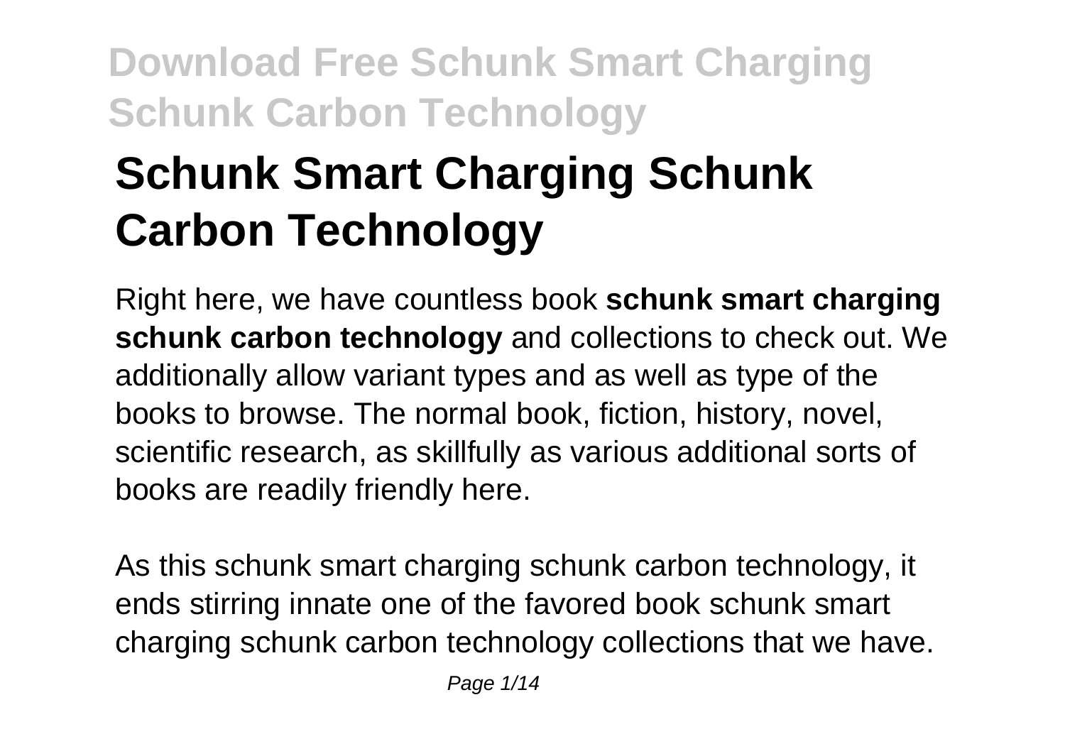# Schunk Smart Charging Schunk Carbon Technology

Right here, we have countless book **schunk smart charging schunk carbon technology** and collections to check out. We additionally allow variant types and as well as type of the books to browse. The normal book, fiction, history, novel, scientific research, as skillfully as various additional sorts of books are readily friendly here.

As this schunk smart charging schunk carbon technology, it ends stirring innate one of the favored book schunk smart charging schunk carbon technology collections that we have.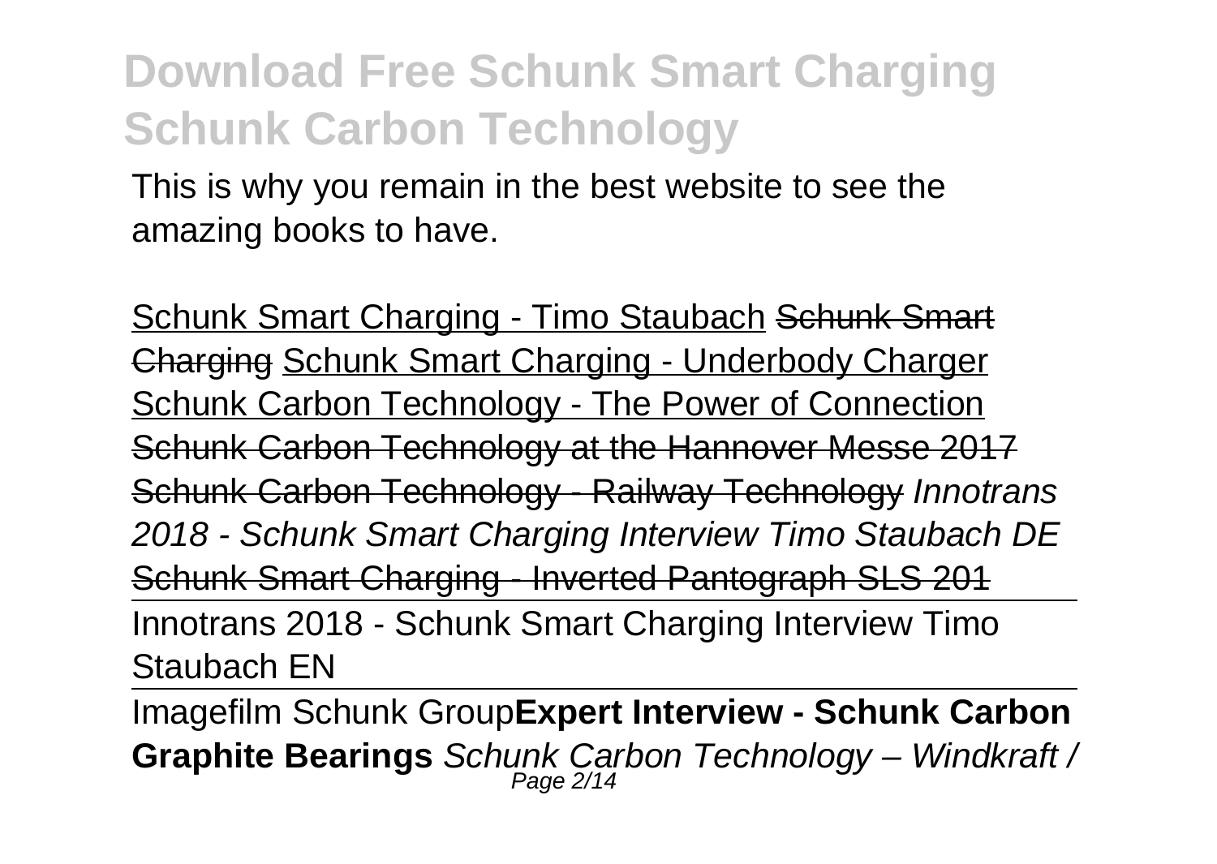This is why you remain in the best website to see the amazing books to have.

Schunk Smart Charging - Timo Staubach ~~Schunk Smart Charging~~ Schunk Smart Charging - Underbody Charger Schunk Carbon Technology - The Power of Connection Schunk Carbon Technology at the Hannover Messe 2017 Schunk Carbon Technology - Railway Technology *Innotrans 2018 - Schunk Smart Charging Interview Timo Staubach DE* Schunk Smart Charging - Inverted Pantograph SLS 201

Innotrans 2018 - Schunk Smart Charging Interview Timo Staubach EN

Imagefilm Schunk Group**Expert Interview - Schunk Carbon Graphite Bearings** *Schunk Carbon Technology – Windkraft /*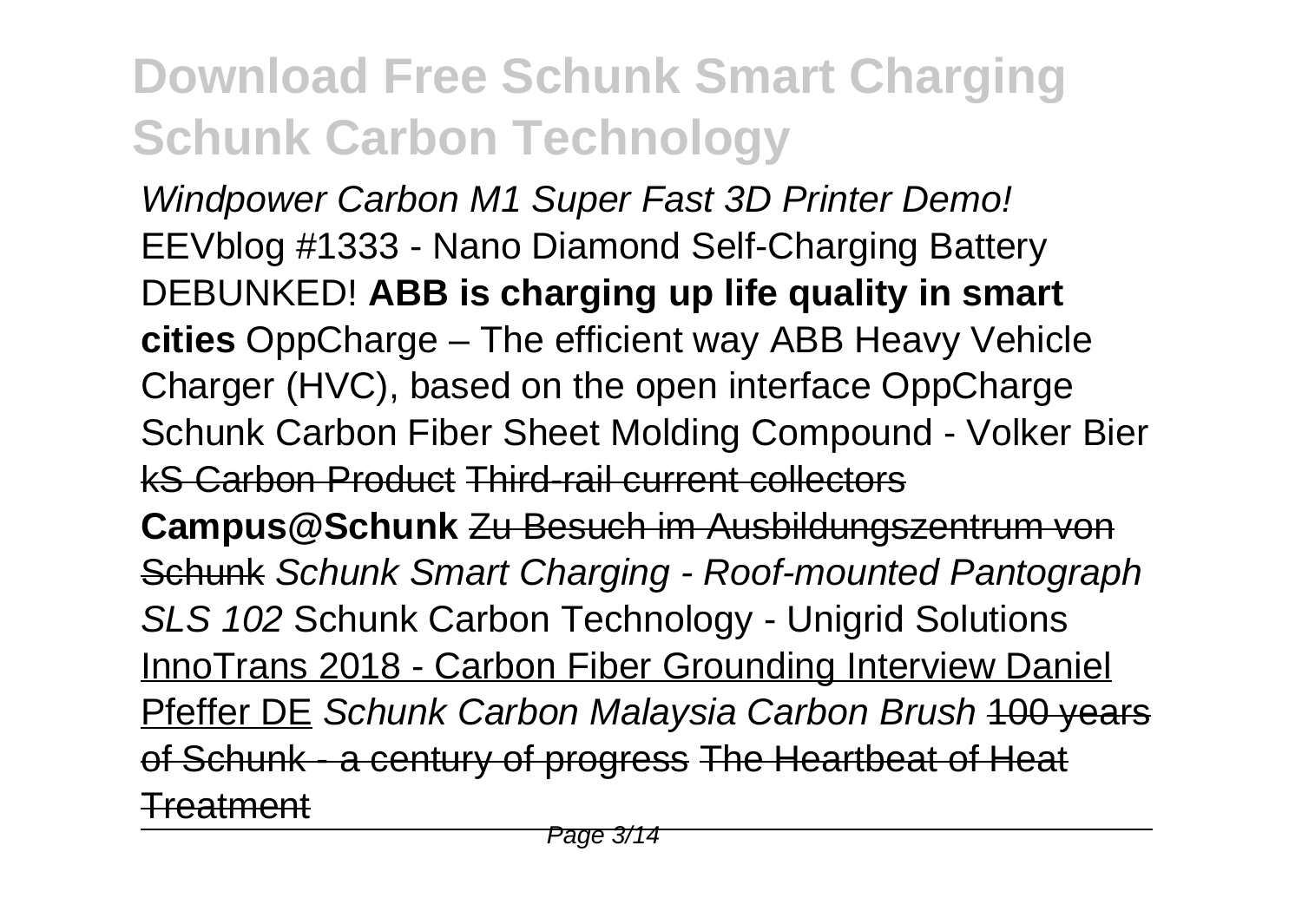# Download Free Schunk Smart Charging Schunk Carbon Technology

*Windpower Carbon M1 Super Fast 3D Printer Demo!* EEVblog #1333 - Nano Diamond Self-Charging Battery DEBUNKED! **ABB is charging up life quality in smart cities** OppCharge – The efficient way ABB Heavy Vehicle Charger (HVC), based on the open interface OppCharge Schunk Carbon Fiber Sheet Molding Compound - Volker Bier ~~kS Carbon Product~~ ~~Third-rail current collectors~~ **Campus@Schunk** ~~Zu Besuch im Ausbildungszentrum von Schunk~~ *Schunk Smart Charging - Roof-mounted Pantograph SLS 102* Schunk Carbon Technology - Unigrid Solutions InnoTrans 2018 - Carbon Fiber Grounding Interview Daniel Pfeffer DE *Schunk Carbon Malaysia Carbon Brush* ~~100 years of Schunk - a century of progress~~ ~~The Heartbeat of Heat Treatment~~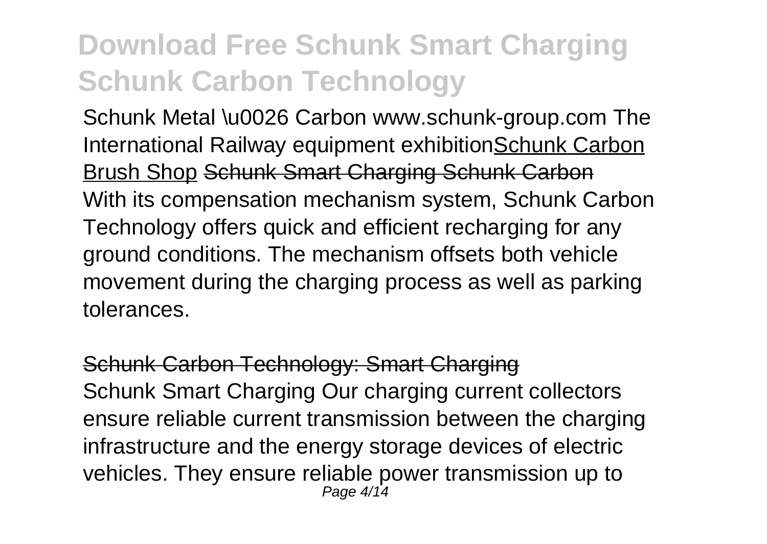# Download Free Schunk Smart Charging Schunk Carbon Technology

Schunk Metal \u0026 Carbon www.schunk-group.com The International Railway equipment exhibitionSchunk Carbon Brush Shop Schunk Smart Charging Schunk Carbon

With its compensation mechanism system, Schunk Carbon Technology offers quick and efficient recharging for any ground conditions. The mechanism offsets both vehicle movement during the charging process as well as parking tolerances.

Schunk Carbon Technology: Smart Charging

Schunk Smart Charging Our charging current collectors ensure reliable current transmission between the charging infrastructure and the energy storage devices of electric vehicles. They ensure reliable power transmission up to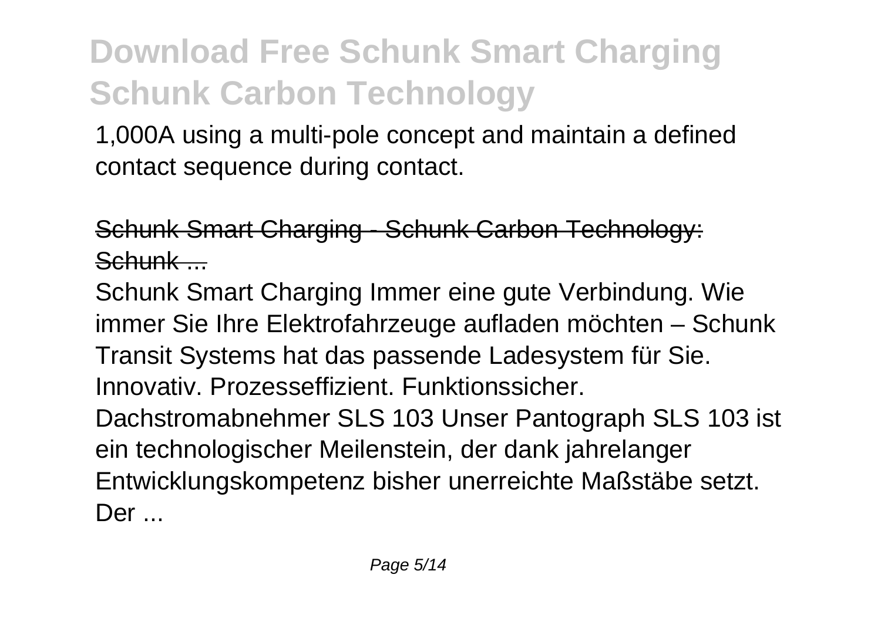1,000A using a multi-pole concept and maintain a defined contact sequence during contact.

Schunk Smart Charging - Schunk Carbon Technology: Schunk ...

Schunk Smart Charging Immer eine gute Verbindung. Wie immer Sie Ihre Elektrofahrzeuge aufladen möchten – Schunk Transit Systems hat das passende Ladesystem für Sie. Innovativ. Prozesseffizient. Funktionssicher. Dachstromabnehmer SLS 103 Unser Pantograph SLS 103 ist ein technologischer Meilenstein, der dank jahrelanger Entwicklungskompetenz bisher unerreichte Maßstäbe setzt. Der ...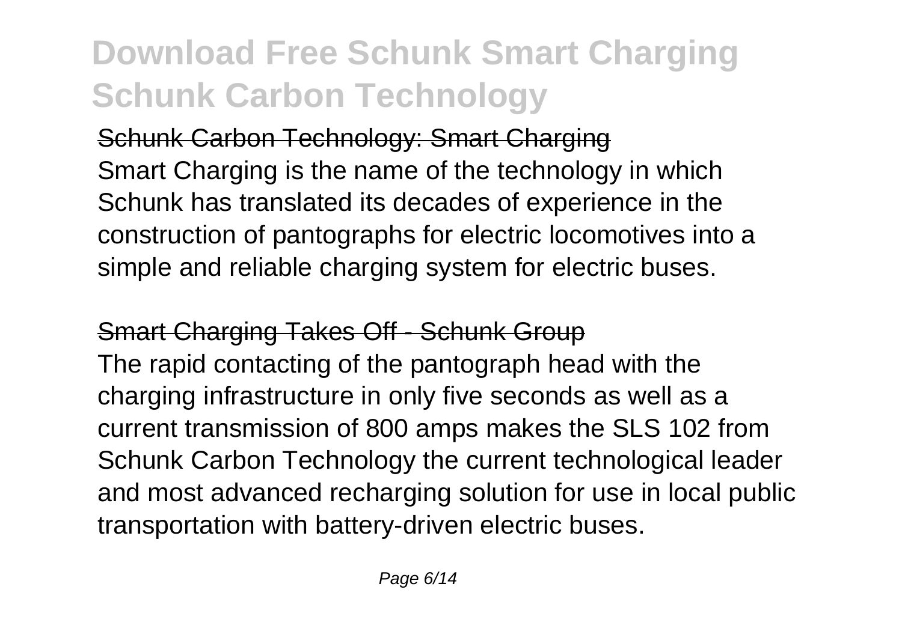Schunk Carbon Technology: Smart Charging

Smart Charging is the name of the technology in which Schunk has translated its decades of experience in the construction of pantographs for electric locomotives into a simple and reliable charging system for electric buses.

Smart Charging Takes Off - Schunk Group

The rapid contacting of the pantograph head with the charging infrastructure in only five seconds as well as a current transmission of 800 amps makes the SLS 102 from Schunk Carbon Technology the current technological leader and most advanced recharging solution for use in local public transportation with battery-driven electric buses.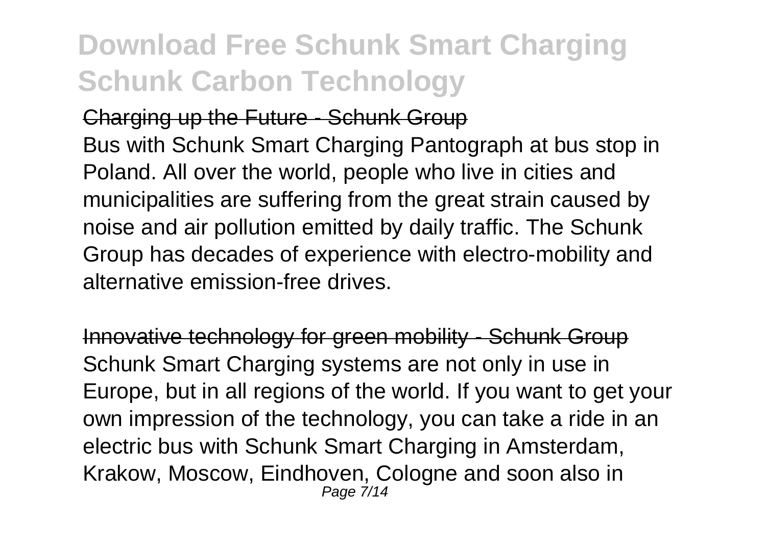Charging up the Future - Schunk Group

Bus with Schunk Smart Charging Pantograph at bus stop in Poland. All over the world, people who live in cities and municipalities are suffering from the great strain caused by noise and air pollution emitted by daily traffic. The Schunk Group has decades of experience with electro-mobility and alternative emission-free drives.

Innovative technology for green mobility - Schunk Group

Schunk Smart Charging systems are not only in use in Europe, but in all regions of the world. If you want to get your own impression of the technology, you can take a ride in an electric bus with Schunk Smart Charging in Amsterdam, Krakow, Moscow, Eindhoven, Cologne and soon also in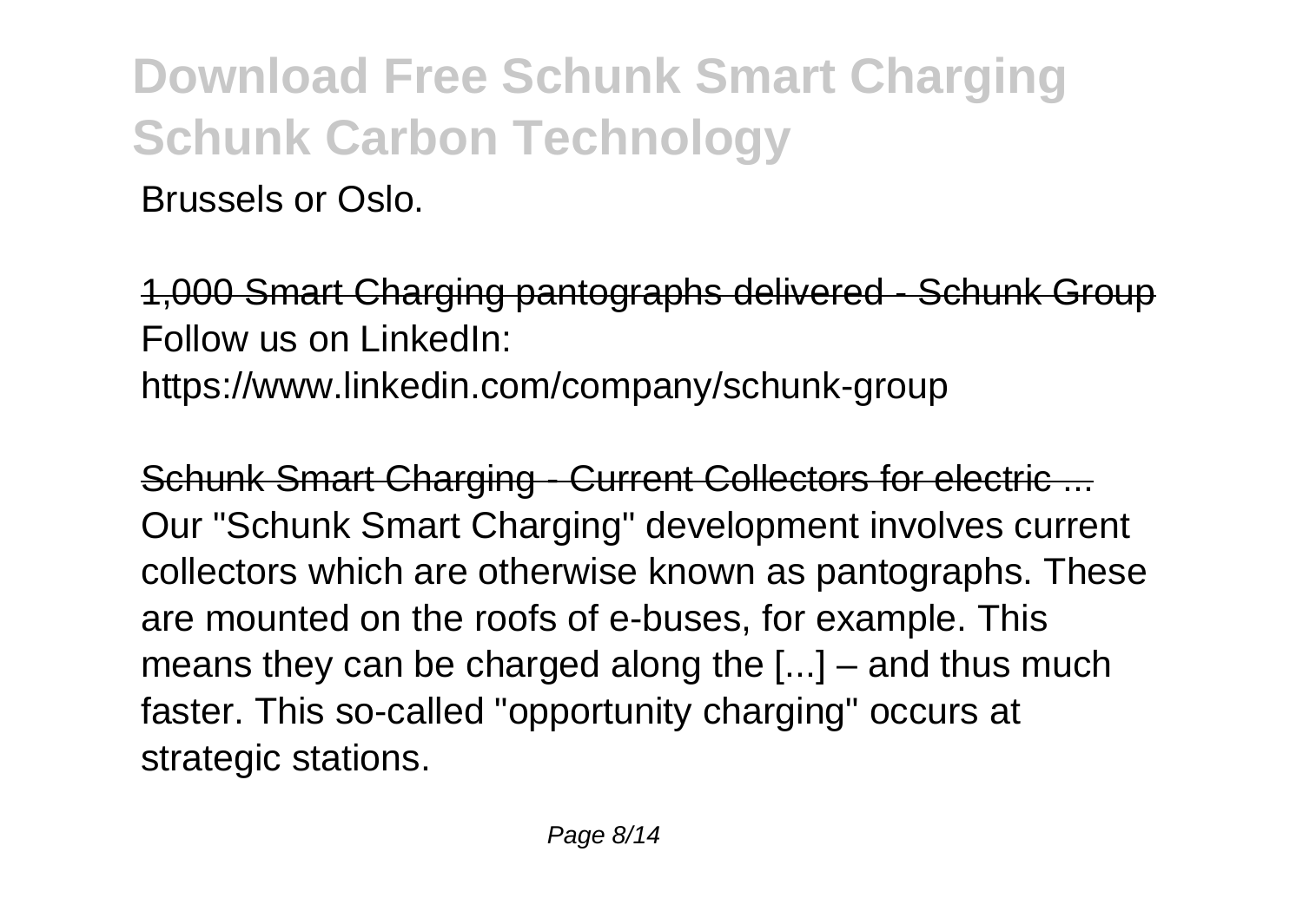Brussels or Oslo.

1,000 Smart Charging pantographs delivered - Schunk Group
Follow us on LinkedIn:
https://www.linkedin.com/company/schunk-group

Schunk Smart Charging - Current Collectors for electric ...
Our "Schunk Smart Charging" development involves current collectors which are otherwise known as pantographs. These are mounted on the roofs of e-buses, for example. This means they can be charged along the [...] – and thus much faster. This so-called "opportunity charging" occurs at strategic stations.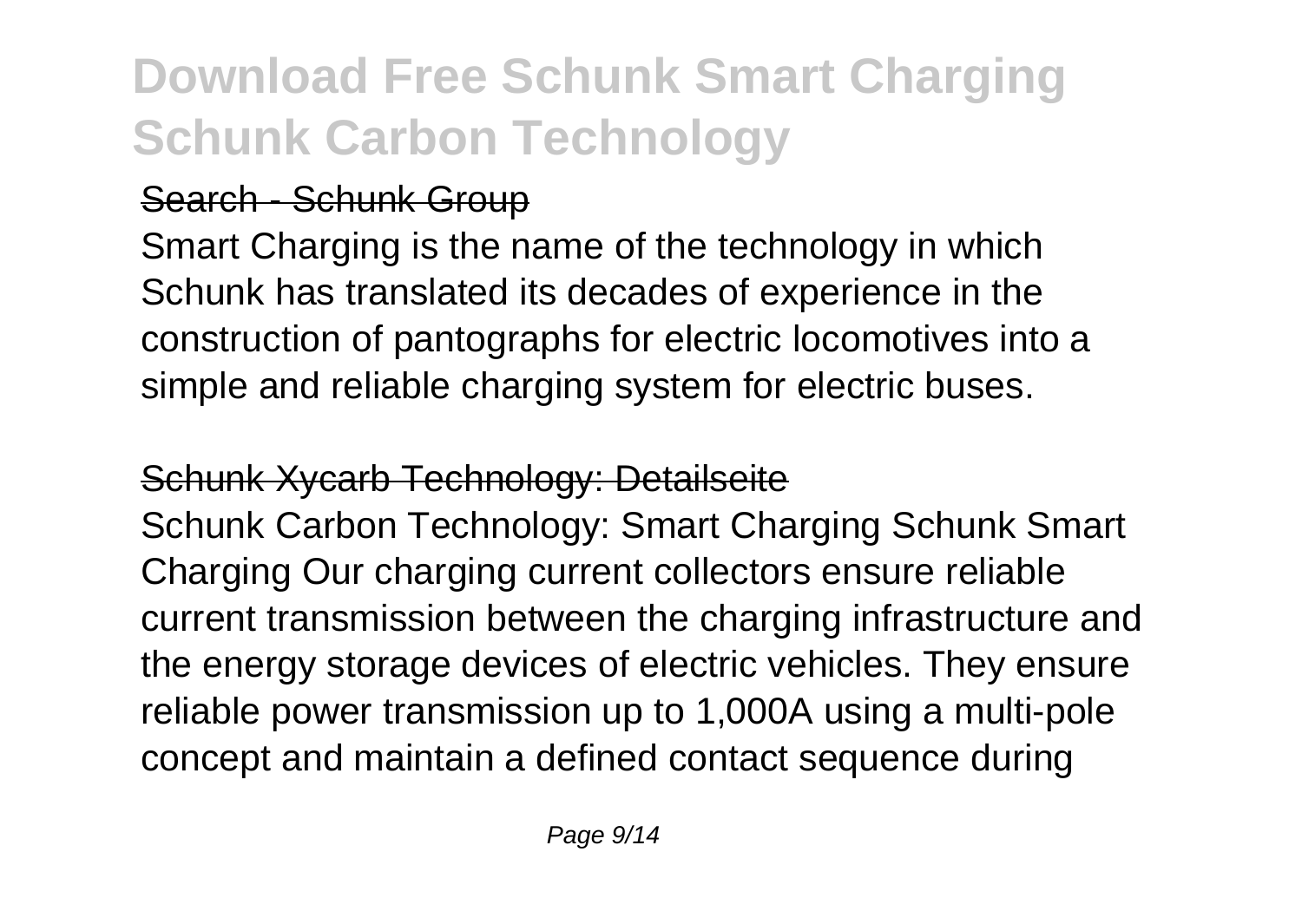# Download Free Schunk Smart Charging Schunk Carbon Technology

## Search - Schunk Group

Smart Charging is the name of the technology in which Schunk has translated its decades of experience in the construction of pantographs for electric locomotives into a simple and reliable charging system for electric buses.

## Schunk Xycarb Technology: Detailseite

Schunk Carbon Technology: Smart Charging Schunk Smart Charging Our charging current collectors ensure reliable current transmission between the charging infrastructure and the energy storage devices of electric vehicles. They ensure reliable power transmission up to 1,000A using a multi-pole concept and maintain a defined contact sequence during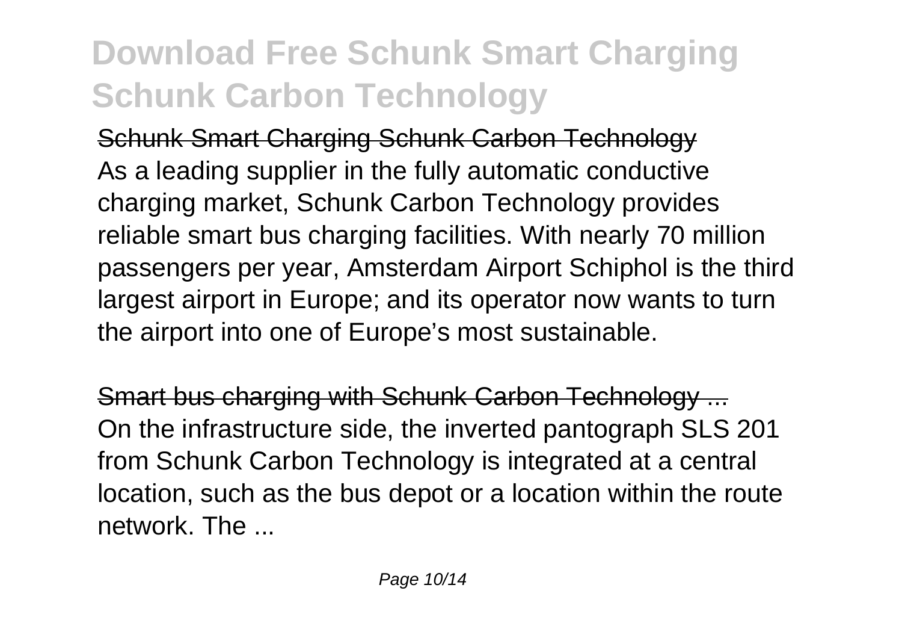Schunk Smart Charging Schunk Carbon Technology
As a leading supplier in the fully automatic conductive charging market, Schunk Carbon Technology provides reliable smart bus charging facilities. With nearly 70 million passengers per year, Amsterdam Airport Schiphol is the third largest airport in Europe; and its operator now wants to turn the airport into one of Europe's most sustainable.

Smart bus charging with Schunk Carbon Technology ...
On the infrastructure side, the inverted pantograph SLS 201 from Schunk Carbon Technology is integrated at a central location, such as the bus depot or a location within the route network. The ...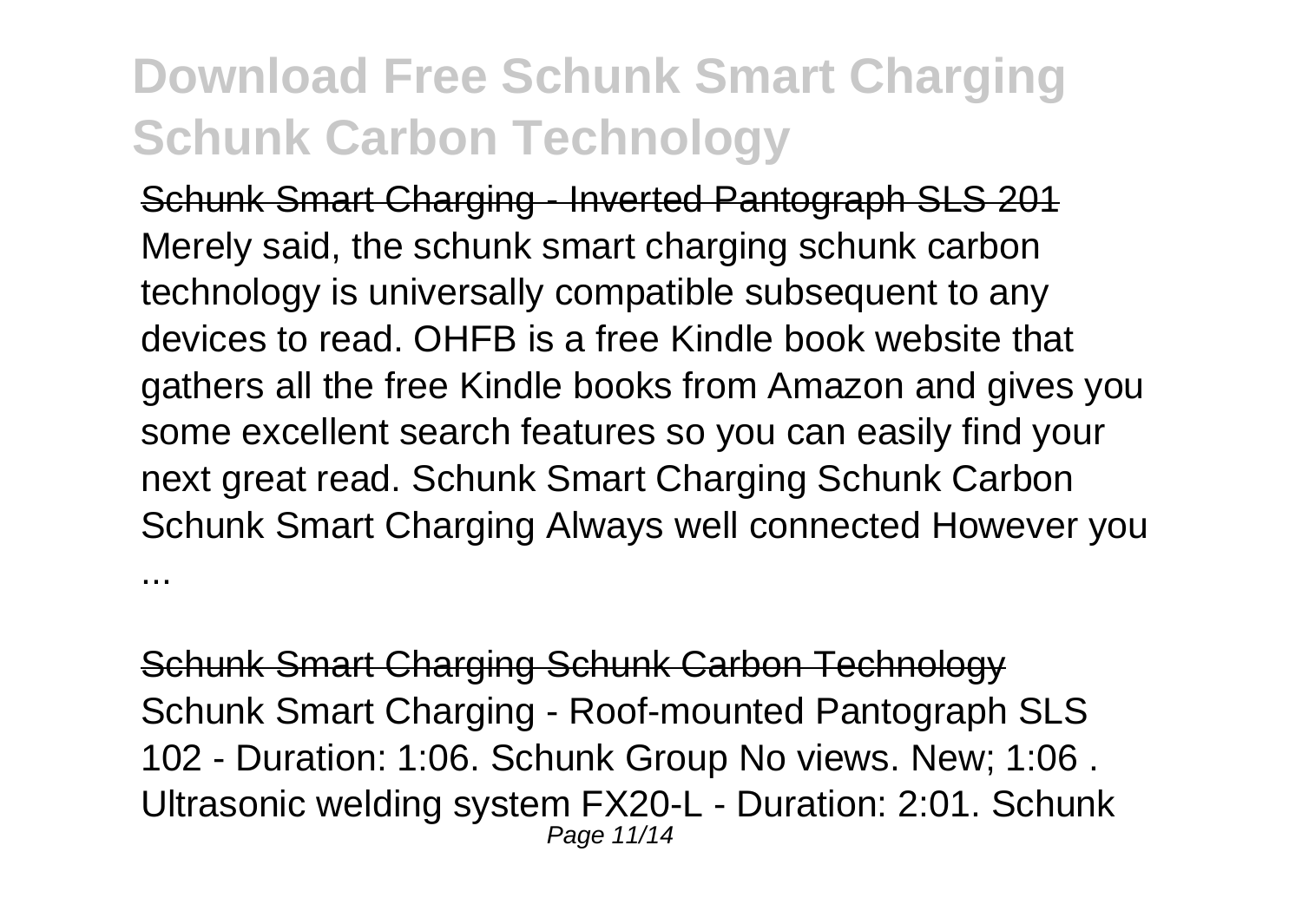# Download Free Schunk Smart Charging Schunk Carbon Technology

Schunk Smart Charging - Inverted Pantograph SLS 201
Merely said, the schunk smart charging schunk carbon technology is universally compatible subsequent to any devices to read. OHFB is a free Kindle book website that gathers all the free Kindle books from Amazon and gives you some excellent search features so you can easily find your next great read. Schunk Smart Charging Schunk Carbon Schunk Smart Charging Always well connected However you ...

Schunk Smart Charging Schunk Carbon Technology
Schunk Smart Charging - Roof-mounted Pantograph SLS 102 - Duration: 1:06. Schunk Group No views. New; 1:06 . Ultrasonic welding system FX20-L - Duration: 2:01. Schunk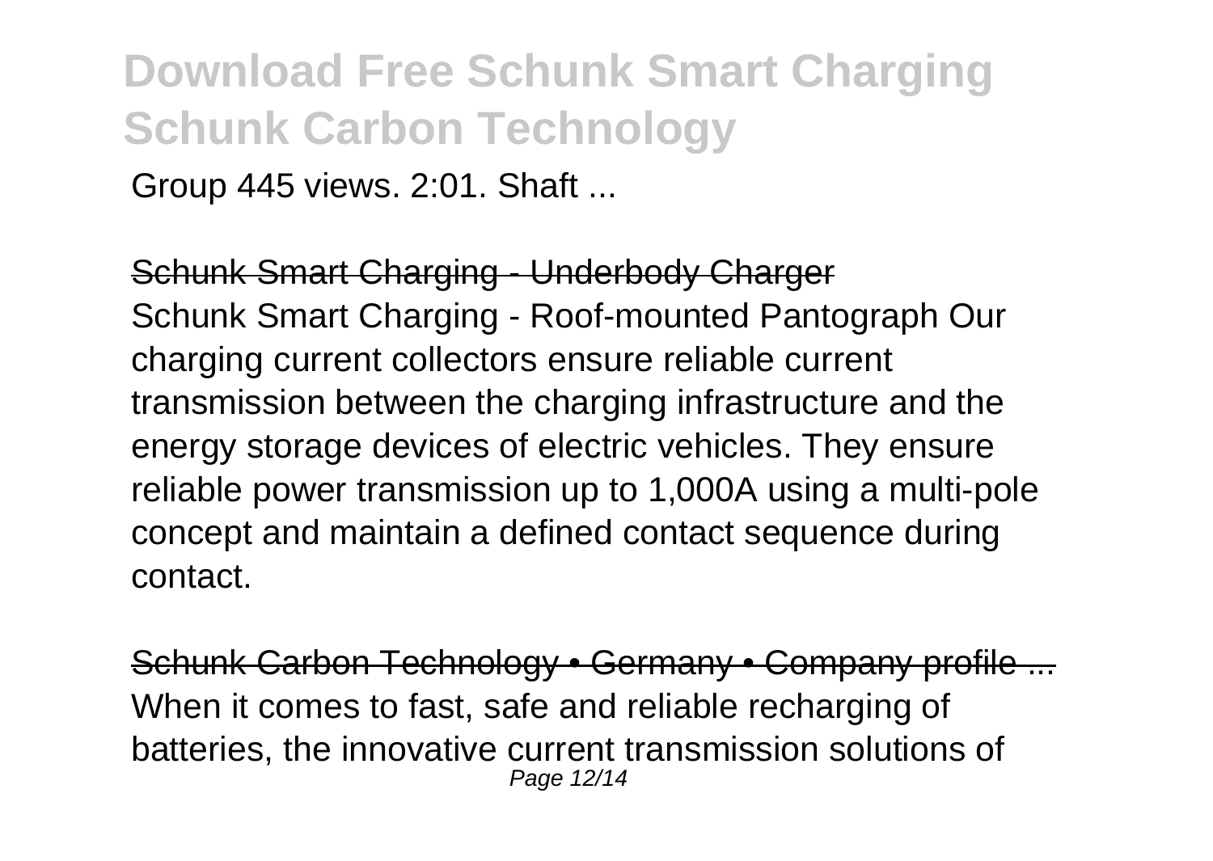Group 445 views. 2:01. Shaft ...

Schunk Smart Charging - Underbody Charger

Schunk Smart Charging - Roof-mounted Pantograph Our charging current collectors ensure reliable current transmission between the charging infrastructure and the energy storage devices of electric vehicles. They ensure reliable power transmission up to 1,000A using a multi-pole concept and maintain a defined contact sequence during contact.

Schunk Carbon Technology • Germany • Company profile ...

When it comes to fast, safe and reliable recharging of batteries, the innovative current transmission solutions of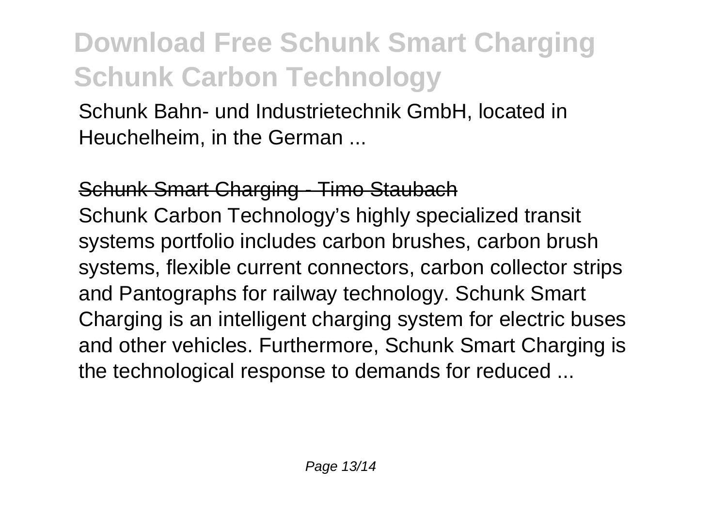Schunk Bahn- und Industrietechnik GmbH, located in Heuchelheim, in the German ...

## Schunk Smart Charging - Timo Staubach

Schunk Carbon Technology's highly specialized transit systems portfolio includes carbon brushes, carbon brush systems, flexible current connectors, carbon collector strips and Pantographs for railway technology. Schunk Smart Charging is an intelligent charging system for electric buses and other vehicles. Furthermore, Schunk Smart Charging is the technological response to demands for reduced ...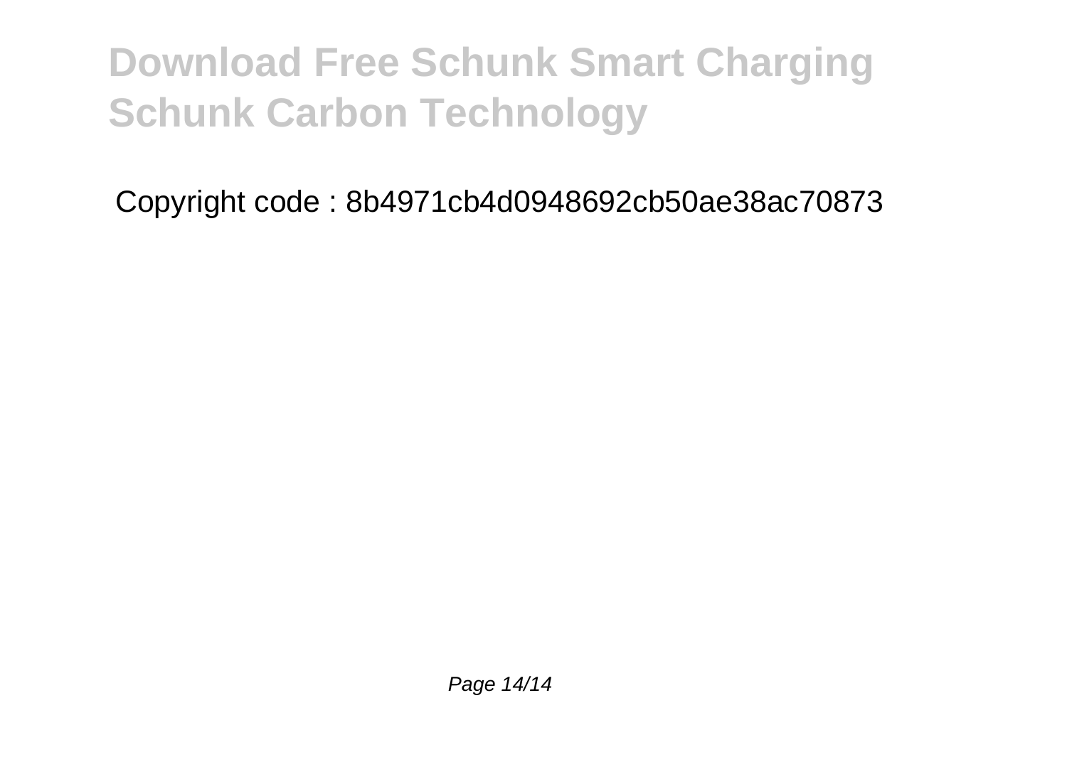Copyright code : 8b4971cb4d0948692cb50ae38ac70873